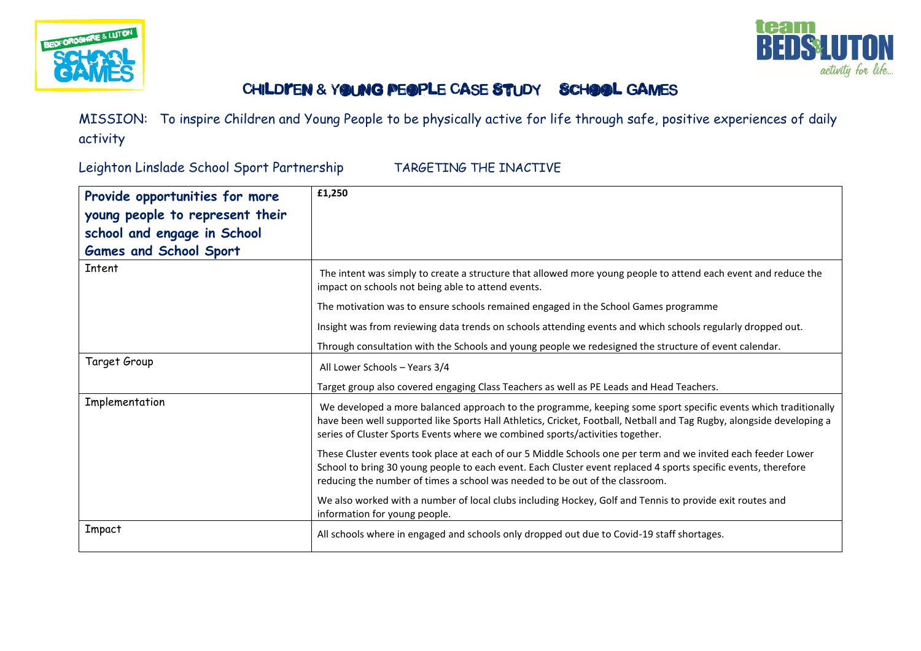# CHILDREN & YOUNG PEOPLE CASE STUDY SCHOOL GAMES

MISSION: To inspire Children and Young People to be physically active for life through safe, positive experiences of daily activity

Leighton Linslade School Sport Partnership TARGETING THE INACTIVE

| **Provide opportunities for more young people to represent their school and engage in School Games and School Sport** | **£1,250** |
|---|---|
| Intent | The intent was simply to create a structure that allowed more young people to attend each event and reduce the impact on schools not being able to attend events.<br><br>The motivation was to ensure schools remained engaged in the School Games programme<br><br>Insight was from reviewing data trends on schools attending events and which schools regularly dropped out.<br><br>Through consultation with the Schools and young people we redesigned the structure of event calendar. |
| Target Group | All Lower Schools – Years 3/4<br><br>Target group also covered engaging Class Teachers as well as PE Leads and Head Teachers. |
| Implementation | We developed a more balanced approach to the programme, keeping some sport specific events which traditionally have been well supported like Sports Hall Athletics, Cricket, Football, Netball and Tag Rugby, alongside developing a series of Cluster Sports Events where we combined sports/activities together.<br><br>These Cluster events took place at each of our 5 Middle Schools one per term and we invited each feeder Lower School to bring 30 young people to each event. Each Cluster event replaced 4 sports specific events, therefore reducing the number of times a school was needed to be out of the classroom.<br><br>We also worked with a number of local clubs including Hockey, Golf and Tennis to provide exit routes and information for young people. |
| Impact | All schools where in engaged and schools only dropped out due to Covid-19 staff shortages. |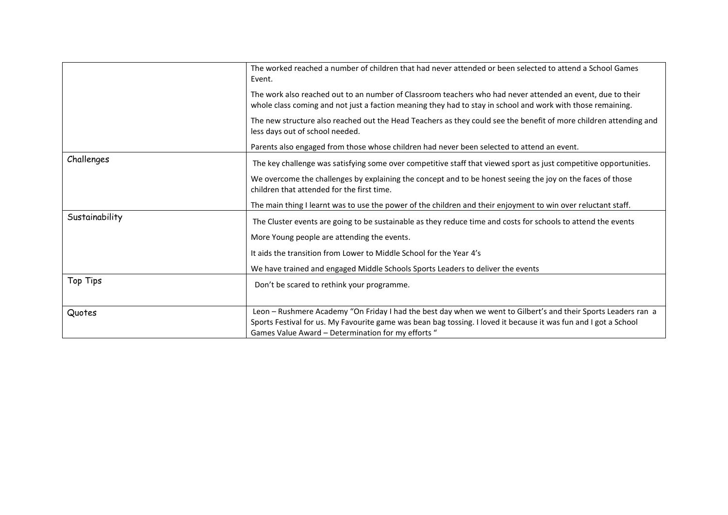| | |
|---|---|
| | The worked reached a number of children that had never attended or been selected to attend a School Games Event.<br><br>The work also reached out to an number of Classroom teachers who had never attended an event, due to their whole class coming and not just a faction meaning they had to stay in school and work with those remaining.<br><br>The new structure also reached out the Head Teachers as they could see the benefit of more children attending and less days out of school needed.<br><br>Parents also engaged from those whose children had never been selected to attend an event. |
| Challenges | The key challenge was satisfying some over competitive staff that viewed sport as just competitive opportunities.<br><br>We overcome the challenges by explaining the concept and to be honest seeing the joy on the faces of those children that attended for the first time.<br><br>The main thing I learnt was to use the power of the children and their enjoyment to win over reluctant staff. |
| Sustainability | The Cluster events are going to be sustainable as they reduce time and costs for schools to attend the events<br><br>More Young people are attending the events.<br><br>It aids the transition from Lower to Middle School for the Year 4's<br><br>We have trained and engaged Middle Schools Sports Leaders to deliver the events |
| Top Tips | Don't be scared to rethink your programme. |
| Quotes | Leon – Rushmere Academy "On Friday I had the best day when we went to Gilbert's and their Sports Leaders ran a Sports Festival for us. My Favourite game was bean bag tossing. I loved it because it was fun and I got a School Games Value Award – Determination for my efforts " |